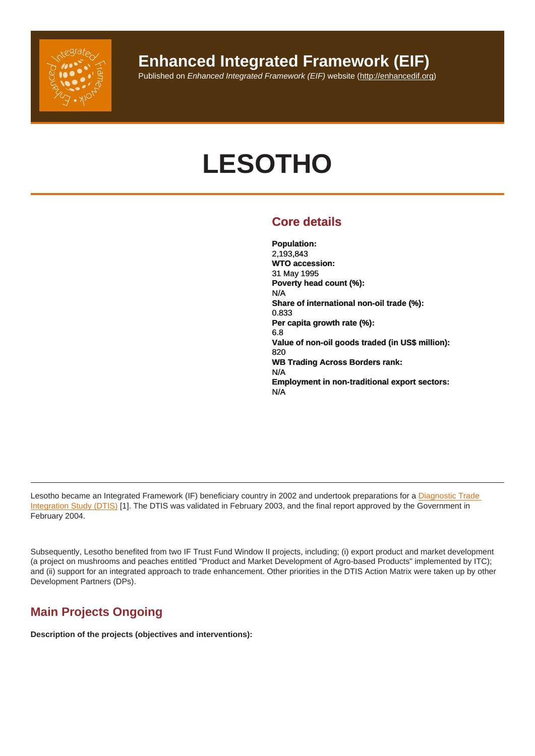# Enhanced Integrated Framework (EIF)

Published on *Enhanced Integrated Framework (EIF)* website (http://enhancedif.org)

# LESOTHO

## Core details

**Population:**
2,193,843
**WTO accession:**
31 May 1995
**Poverty head count (%):**
N/A
**Share of international non-oil trade (%):**
0.833
**Per capita growth rate (%):**
6.8
**Value of non-oil goods traded (in US$ million):**
820
**WB Trading Across Borders rank:**
N/A
**Employment in non-traditional export sectors:**
N/A

---

Lesotho became an Integrated Framework (IF) beneficiary country in 2002 and undertook preparations for a Diagnostic Trade Integration Study (DTIS) [1]. The DTIS was validated in February 2003, and the final report approved by the Government in February 2004.

Subsequently, Lesotho benefited from two IF Trust Fund Window II projects, including; (i) export product and market development (a project on mushrooms and peaches entitled "Product and Market Development of Agro-based Products" implemented by ITC); and (ii) support for an integrated approach to trade enhancement. Other priorities in the DTIS Action Matrix were taken up by other Development Partners (DPs).

## Main Projects Ongoing

**Description of the projects (objectives and interventions):**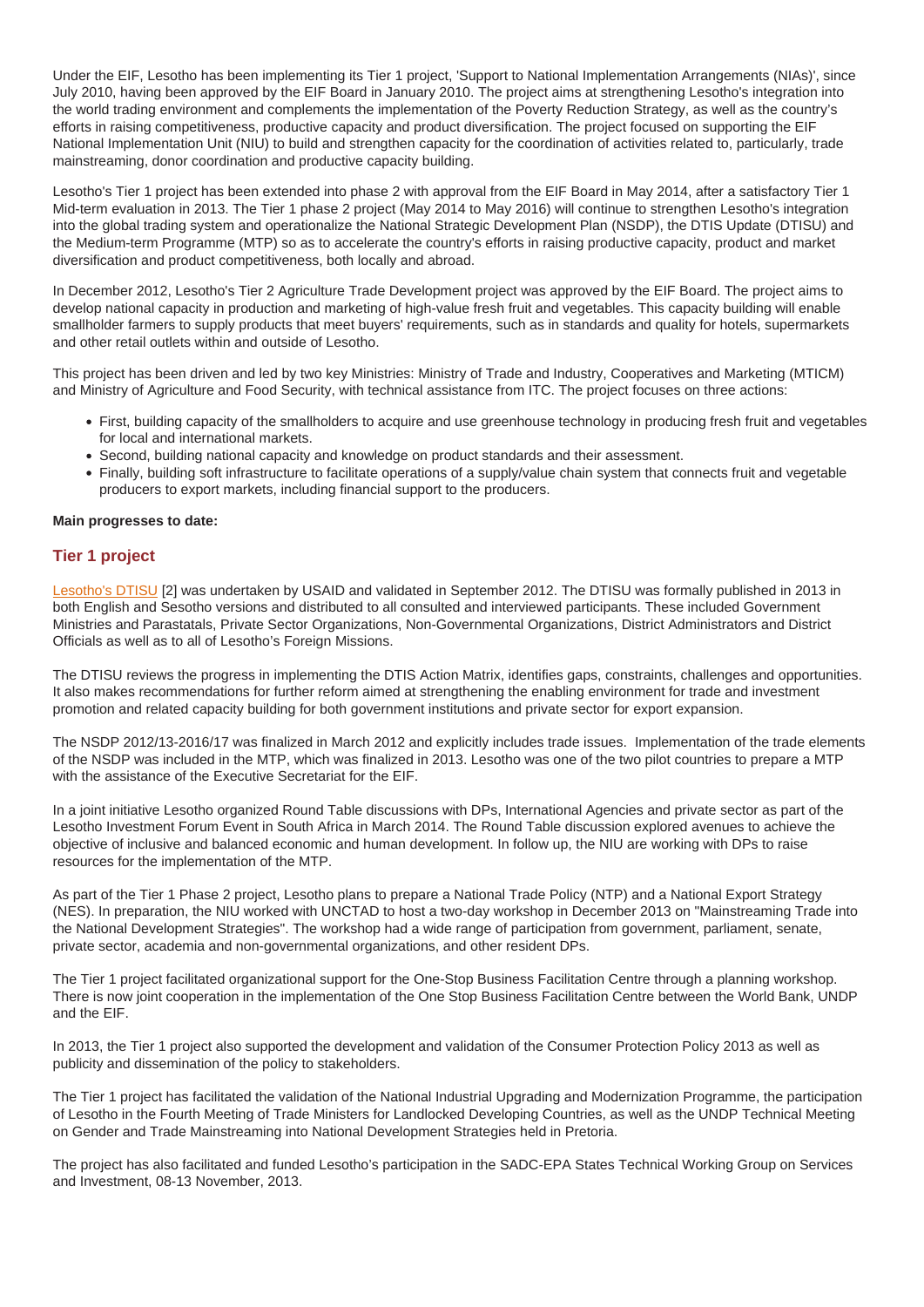Under the EIF, Lesotho has been implementing its Tier 1 project, 'Support to National Implementation Arrangements (NIAs)', since July 2010, having been approved by the EIF Board in January 2010. The project aims at strengthening Lesotho's integration into the world trading environment and complements the implementation of the Poverty Reduction Strategy, as well as the country's efforts in raising competitiveness, productive capacity and product diversification. The project focused on supporting the EIF National Implementation Unit (NIU) to build and strengthen capacity for the coordination of activities related to, particularly, trade mainstreaming, donor coordination and productive capacity building.

Lesotho's Tier 1 project has been extended into phase 2 with approval from the EIF Board in May 2014, after a satisfactory Tier 1 Mid-term evaluation in 2013. The Tier 1 phase 2 project (May 2014 to May 2016) will continue to strengthen Lesotho's integration into the global trading system and operationalize the National Strategic Development Plan (NSDP), the DTIS Update (DTISU) and the Medium-term Programme (MTP) so as to accelerate the country's efforts in raising productive capacity, product and market diversification and product competitiveness, both locally and abroad.

In December 2012, Lesotho's Tier 2 Agriculture Trade Development project was approved by the EIF Board. The project aims to develop national capacity in production and marketing of high-value fresh fruit and vegetables. This capacity building will enable smallholder farmers to supply products that meet buyers' requirements, such as in standards and quality for hotels, supermarkets and other retail outlets within and outside of Lesotho.

This project has been driven and led by two key Ministries: Ministry of Trade and Industry, Cooperatives and Marketing (MTICM) and Ministry of Agriculture and Food Security, with technical assistance from ITC. The project focuses on three actions:

- First, building capacity of the smallholders to acquire and use greenhouse technology in producing fresh fruit and vegetables for local and international markets.
- Second, building national capacity and knowledge on product standards and their assessment.
- Finally, building soft infrastructure to facilitate operations of a supply/value chain system that connects fruit and vegetable producers to export markets, including financial support to the producers.

**Main progresses to date:**

## Tier 1 project

Lesotho's DTISU [2] was undertaken by USAID and validated in September 2012. The DTISU was formally published in 2013 in both English and Sesotho versions and distributed to all consulted and interviewed participants. These included Government Ministries and Parastatals, Private Sector Organizations, Non-Governmental Organizations, District Administrators and District Officials as well as to all of Lesotho's Foreign Missions.

The DTISU reviews the progress in implementing the DTIS Action Matrix, identifies gaps, constraints, challenges and opportunities. It also makes recommendations for further reform aimed at strengthening the enabling environment for trade and investment promotion and related capacity building for both government institutions and private sector for export expansion.

The NSDP 2012/13-2016/17 was finalized in March 2012 and explicitly includes trade issues. Implementation of the trade elements of the NSDP was included in the MTP, which was finalized in 2013. Lesotho was one of the two pilot countries to prepare a MTP with the assistance of the Executive Secretariat for the EIF.

In a joint initiative Lesotho organized Round Table discussions with DPs, International Agencies and private sector as part of the Lesotho Investment Forum Event in South Africa in March 2014. The Round Table discussion explored avenues to achieve the objective of inclusive and balanced economic and human development. In follow up, the NIU are working with DPs to raise resources for the implementation of the MTP.

As part of the Tier 1 Phase 2 project, Lesotho plans to prepare a National Trade Policy (NTP) and a National Export Strategy (NES). In preparation, the NIU worked with UNCTAD to host a two-day workshop in December 2013 on "Mainstreaming Trade into the National Development Strategies". The workshop had a wide range of participation from government, parliament, senate, private sector, academia and non-governmental organizations, and other resident DPs.

The Tier 1 project facilitated organizational support for the One-Stop Business Facilitation Centre through a planning workshop. There is now joint cooperation in the implementation of the One Stop Business Facilitation Centre between the World Bank, UNDP and the EIF.

In 2013, the Tier 1 project also supported the development and validation of the Consumer Protection Policy 2013 as well as publicity and dissemination of the policy to stakeholders.

The Tier 1 project has facilitated the validation of the National Industrial Upgrading and Modernization Programme, the participation of Lesotho in the Fourth Meeting of Trade Ministers for Landlocked Developing Countries, as well as the UNDP Technical Meeting on Gender and Trade Mainstreaming into National Development Strategies held in Pretoria.

The project has also facilitated and funded Lesotho's participation in the SADC-EPA States Technical Working Group on Services and Investment, 08-13 November, 2013.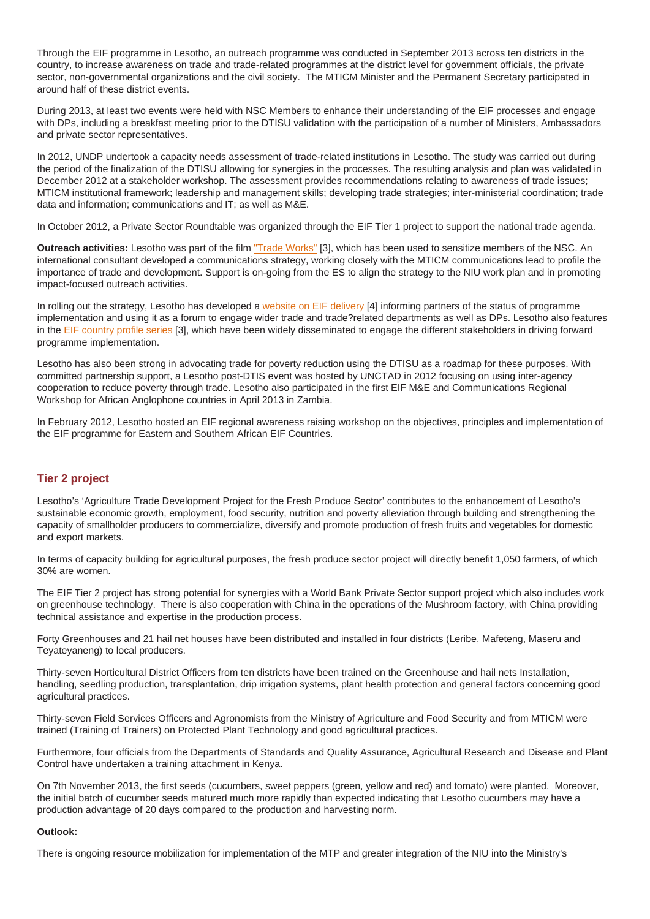Through the EIF programme in Lesotho, an outreach programme was conducted in September 2013 across ten districts in the country, to increase awareness on trade and trade-related programmes at the district level for government officials, the private sector, non-governmental organizations and the civil society. The MTICM Minister and the Permanent Secretary participated in around half of these district events.

During 2013, at least two events were held with NSC Members to enhance their understanding of the EIF processes and engage with DPs, including a breakfast meeting prior to the DTISU validation with the participation of a number of Ministers, Ambassadors and private sector representatives.

In 2012, UNDP undertook a capacity needs assessment of trade-related institutions in Lesotho. The study was carried out during the period of the finalization of the DTISU allowing for synergies in the processes. The resulting analysis and plan was validated in December 2012 at a stakeholder workshop. The assessment provides recommendations relating to awareness of trade issues; MTICM institutional framework; leadership and management skills; developing trade strategies; inter-ministerial coordination; trade data and information; communications and IT; as well as M&E.

In October 2012, a Private Sector Roundtable was organized through the EIF Tier 1 project to support the national trade agenda.

**Outreach activities:** Lesotho was part of the film "Trade Works" [3], which has been used to sensitize members of the NSC. An international consultant developed a communications strategy, working closely with the MTICM communications lead to profile the importance of trade and development. Support is on-going from the ES to align the strategy to the NIU work plan and in promoting impact-focused outreach activities.

In rolling out the strategy, Lesotho has developed a website on EIF delivery [4] informing partners of the status of programme implementation and using it as a forum to engage wider trade and trade?related departments as well as DPs. Lesotho also features in the EIF country profile series [3], which have been widely disseminated to engage the different stakeholders in driving forward programme implementation.

Lesotho has also been strong in advocating trade for poverty reduction using the DTISU as a roadmap for these purposes. With committed partnership support, a Lesotho post-DTIS event was hosted by UNCTAD in 2012 focusing on using inter-agency cooperation to reduce poverty through trade. Lesotho also participated in the first EIF M&E and Communications Regional Workshop for African Anglophone countries in April 2013 in Zambia.

In February 2012, Lesotho hosted an EIF regional awareness raising workshop on the objectives, principles and implementation of the EIF programme for Eastern and Southern African EIF Countries.

## Tier 2 project

Lesotho's 'Agriculture Trade Development Project for the Fresh Produce Sector' contributes to the enhancement of Lesotho's sustainable economic growth, employment, food security, nutrition and poverty alleviation through building and strengthening the capacity of smallholder producers to commercialize, diversify and promote production of fresh fruits and vegetables for domestic and export markets.

In terms of capacity building for agricultural purposes, the fresh produce sector project will directly benefit 1,050 farmers, of which 30% are women.

The EIF Tier 2 project has strong potential for synergies with a World Bank Private Sector support project which also includes work on greenhouse technology. There is also cooperation with China in the operations of the Mushroom factory, with China providing technical assistance and expertise in the production process.

Forty Greenhouses and 21 hail net houses have been distributed and installed in four districts (Leribe, Mafeteng, Maseru and Teyateyaneng) to local producers.

Thirty-seven Horticultural District Officers from ten districts have been trained on the Greenhouse and hail nets Installation, handling, seedling production, transplantation, drip irrigation systems, plant health protection and general factors concerning good agricultural practices.

Thirty-seven Field Services Officers and Agronomists from the Ministry of Agriculture and Food Security and from MTICM were trained (Training of Trainers) on Protected Plant Technology and good agricultural practices.

Furthermore, four officials from the Departments of Standards and Quality Assurance, Agricultural Research and Disease and Plant Control have undertaken a training attachment in Kenya.

On 7th November 2013, the first seeds (cucumbers, sweet peppers (green, yellow and red) and tomato) were planted. Moreover, the initial batch of cucumber seeds matured much more rapidly than expected indicating that Lesotho cucumbers may have a production advantage of 20 days compared to the production and harvesting norm.

**Outlook:**

There is ongoing resource mobilization for implementation of the MTP and greater integration of the NIU into the Ministry's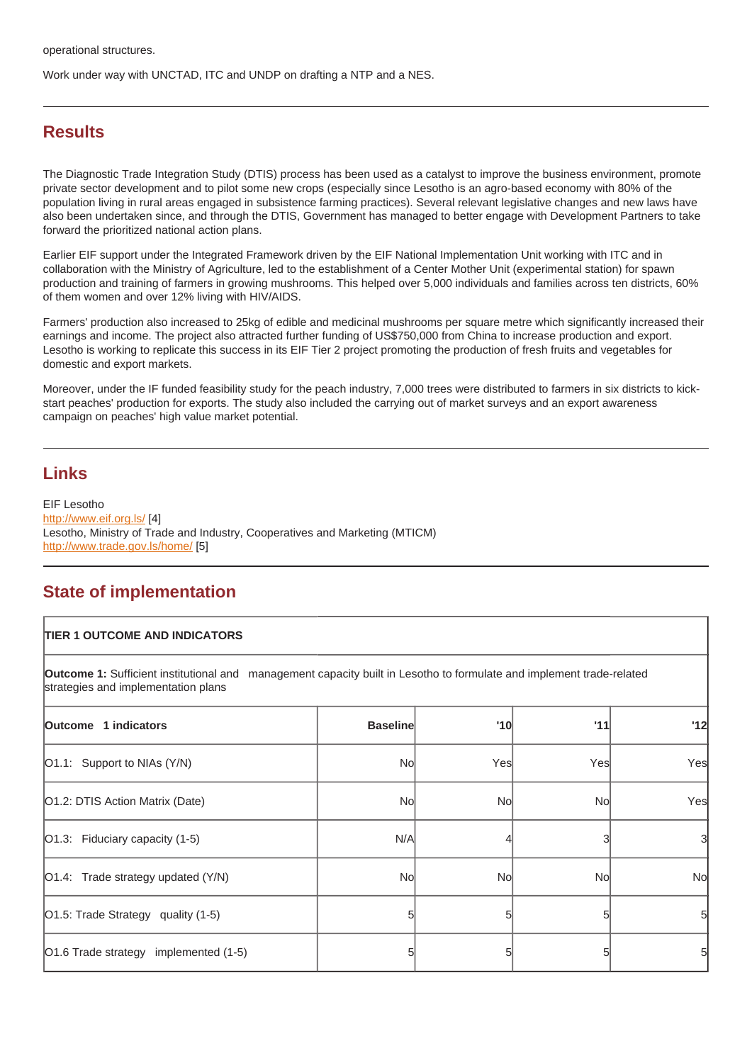operational structures.

Work under way with UNCTAD, ITC and UNDP on drafting a NTP and a NES.

## Results

The Diagnostic Trade Integration Study (DTIS) process has been used as a catalyst to improve the business environment, promote private sector development and to pilot some new crops (especially since Lesotho is an agro-based economy with 80% of the population living in rural areas engaged in subsistence farming practices). Several relevant legislative changes and new laws have also been undertaken since, and through the DTIS, Government has managed to better engage with Development Partners to take forward the prioritized national action plans.

Earlier EIF support under the Integrated Framework driven by the EIF National Implementation Unit working with ITC and in collaboration with the Ministry of Agriculture, led to the establishment of a Center Mother Unit (experimental station) for spawn production and training of farmers in growing mushrooms. This helped over 5,000 individuals and families across ten districts, 60% of them women and over 12% living with HIV/AIDS.

Farmers' production also increased to 25kg of edible and medicinal mushrooms per square metre which significantly increased their earnings and income. The project also attracted further funding of US$750,000 from China to increase production and export. Lesotho is working to replicate this success in its EIF Tier 2 project promoting the production of fresh fruits and vegetables for domestic and export markets.

Moreover, under the IF funded feasibility study for the peach industry, 7,000 trees were distributed to farmers in six districts to kick-start peaches' production for exports. The study also included the carrying out of market surveys and an export awareness campaign on peaches' high value market potential.

## Links

EIF Lesotho
http://www.eif.org.ls/ [4]
Lesotho, Ministry of Trade and Industry, Cooperatives and Marketing (MTICM)
http://www.trade.gov.ls/home/ [5]

## State of implementation

| **TIER 1 OUTCOME AND INDICATORS** | | | | |
|---|---|---|---|---|
| **Outcome 1:** Sufficient institutional and management capacity built in Lesotho to formulate and implement trade-related strategies and implementation plans | | | | |
| **Outcome 1 indicators** | **Baseline** | **'10** | **'11** | **'12** |
| O1.1: Support to NIAs (Y/N) | No | Yes | Yes | Yes |
| O1.2: DTIS Action Matrix (Date) | No | No | No | Yes |
| O1.3: Fiduciary capacity (1-5) | N/A | 4 | 3 | 3 |
| O1.4: Trade strategy updated (Y/N) | No | No | No | No |
| O1.5: Trade Strategy quality (1-5) | 5 | 5 | 5 | 5 |
| O1.6 Trade strategy implemented (1-5) | 5 | 5 | 5 | 5 |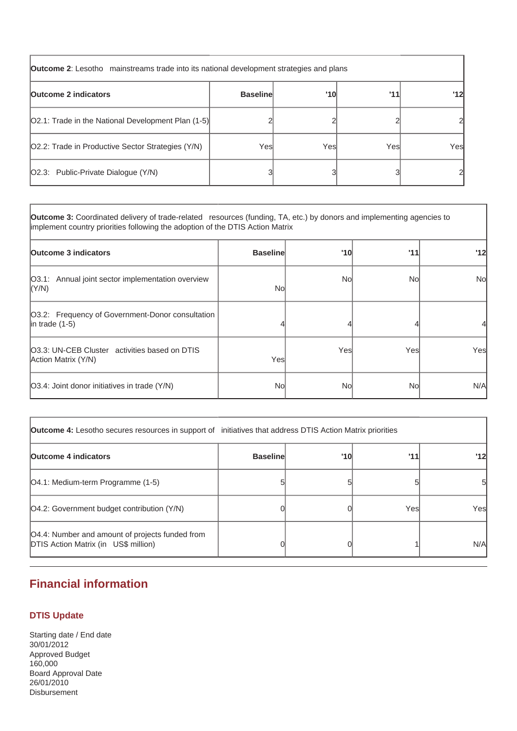| **Outcome 2**: Lesotho mainstreams trade into its national development strategies and plans | | | | |
|---|---|---|---|---|
| **Outcome 2 indicators** | **Baseline** | **'10** | **'11** | **'12** |
| O2.1: Trade in the National Development Plan (1-5) | 2 | 2 | 2 | 2 |
| O2.2: Trade in Productive Sector Strategies (Y/N) | Yes | Yes | Yes | Yes |
| O2.3: Public-Private Dialogue (Y/N) | 3 | 3 | 3 | 2 |

| **Outcome 3:** Coordinated delivery of trade-related resources (funding, TA, etc.) by donors and implementing agencies to implement country priorities following the adoption of the DTIS Action Matrix | | | | |
|---|---|---|---|---|
| **Outcome 3 indicators** | **Baseline** | **'10** | **'11** | **'12** |
| O3.1: Annual joint sector implementation overview (Y/N) | No | No | No | No |
| O3.2: Frequency of Government-Donor consultation in trade (1-5) | 4 | 4 | 4 | 4 |
| O3.3: UN-CEB Cluster activities based on DTIS Action Matrix (Y/N) | Yes | Yes | Yes | Yes |
| O3.4: Joint donor initiatives in trade (Y/N) | No | No | No | N/A |

| **Outcome 4:** Lesotho secures resources in support of initiatives that address DTIS Action Matrix priorities | | | | |
|---|---|---|---|---|
| **Outcome 4 indicators** | **Baseline** | **'10** | **'11** | **'12** |
| O4.1: Medium-term Programme (1-5) | 5 | 5 | 5 | 5 |
| O4.2: Government budget contribution (Y/N) | 0 | 0 | Yes | Yes |
| O4.4: Number and amount of projects funded from DTIS Action Matrix (in US$ million) | 0 | 0 | 1 | N/A |

## Financial information

### DTIS Update

Starting date / End date
30/01/2012
Approved Budget
160,000
Board Approval Date
26/01/2010
Disbursement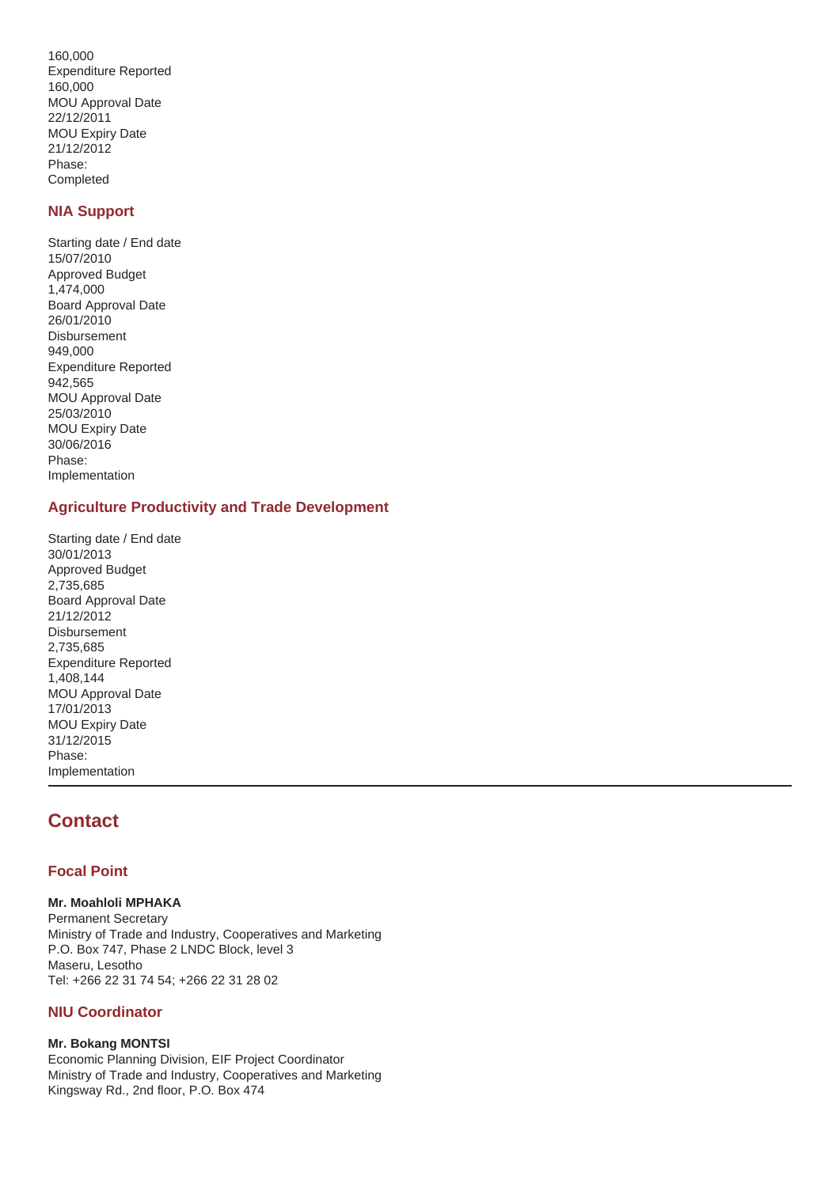160,000
Expenditure Reported
160,000
MOU Approval Date
22/12/2011
MOU Expiry Date
21/12/2012
Phase:
Completed

### NIA Support

Starting date / End date
15/07/2010
Approved Budget
1,474,000
Board Approval Date
26/01/2010
Disbursement
949,000
Expenditure Reported
942,565
MOU Approval Date
25/03/2010
MOU Expiry Date
30/06/2016
Phase:
Implementation

### Agriculture Productivity and Trade Development

Starting date / End date
30/01/2013
Approved Budget
2,735,685
Board Approval Date
21/12/2012
Disbursement
2,735,685
Expenditure Reported
1,408,144
MOU Approval Date
17/01/2013
MOU Expiry Date
31/12/2015
Phase:
Implementation

---

## Contact

### Focal Point

**Mr. Moahloli MPHAKA**
Permanent Secretary
Ministry of Trade and Industry, Cooperatives and Marketing
P.O. Box 747, Phase 2 LNDC Block, level 3
Maseru, Lesotho
Tel: +266 22 31 74 54; +266 22 31 28 02

### NIU Coordinator

**Mr. Bokang MONTSI**
Economic Planning Division, EIF Project Coordinator
Ministry of Trade and Industry, Cooperatives and Marketing
Kingsway Rd., 2nd floor, P.O. Box 474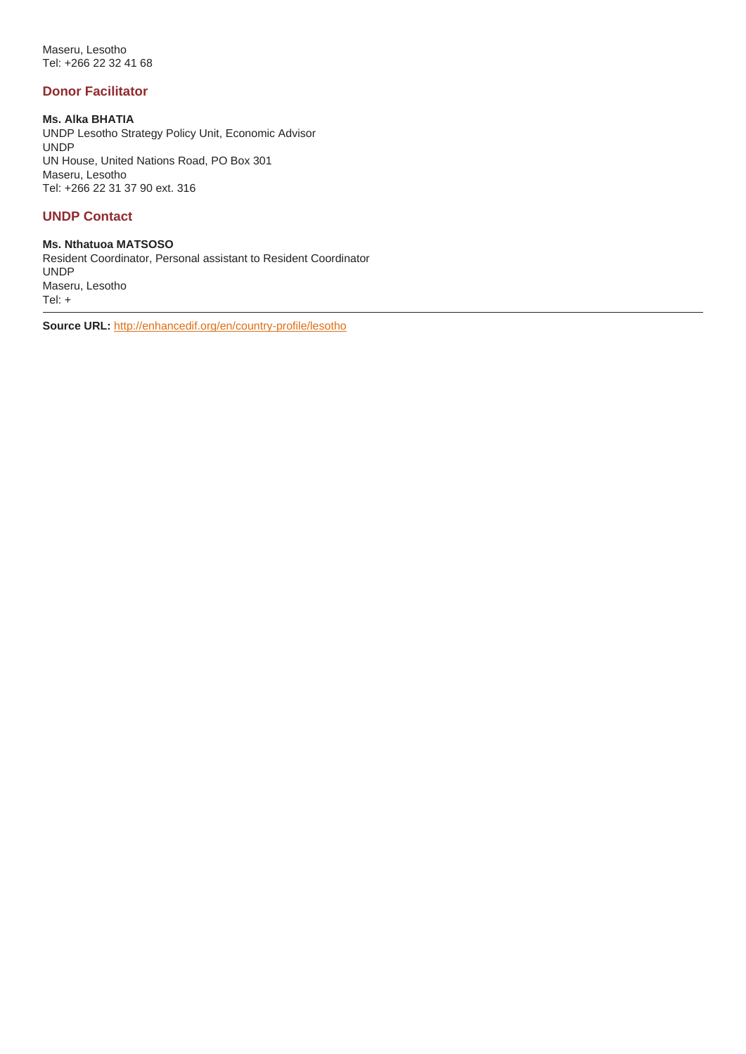Maseru, Lesotho
Tel: +266 22 32 41 68

## Donor Facilitator

**Ms. Alka BHATIA**
UNDP Lesotho Strategy Policy Unit, Economic Advisor
UNDP
UN House, United Nations Road, PO Box 301
Maseru, Lesotho
Tel: +266 22 31 37 90 ext. 316

## UNDP Contact

**Ms. Nthatuoa MATSOSO**
Resident Coordinator, Personal assistant to Resident Coordinator
UNDP
Maseru, Lesotho
Tel: +

---

**Source URL:** http://enhancedif.org/en/country-profile/lesotho